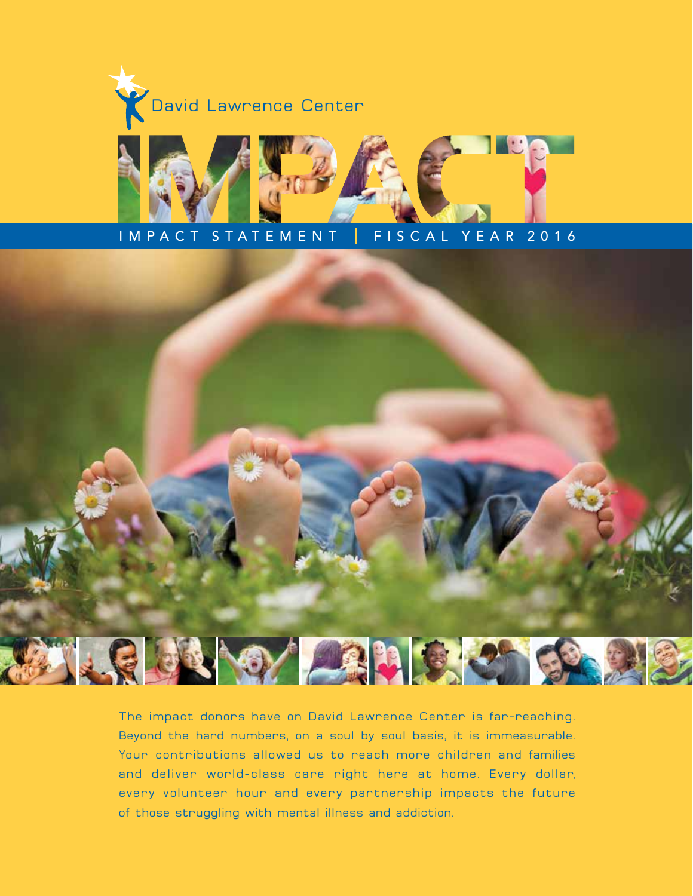David Lawrence Center

# IMPACT

IMPACT STATEMENT | FISCAL YEAR 2016

The impact donors have on David Lawrence Center is far-reaching. Beyond the hard numbers, on a soul by soul basis, it is immeasurable. Your contributions allowed us to reach more children and families and deliver world-class care right here at home. Every dollar, every volunteer hour and every partnership impacts the future of those struggling with mental illness and addiction.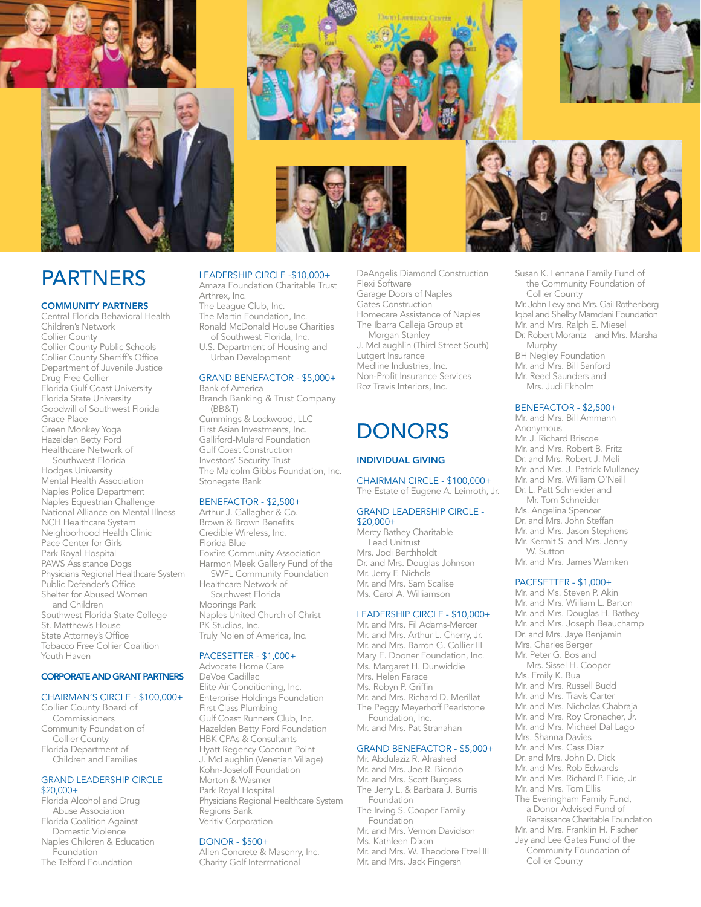# PARTNERS

### COMMUNITY PARTNERS

Central Florida Behavioral Health
Children's Network
Collier County
Collier County Public Schools
Collier County Sherriff's Office
Department of Juvenile Justice
Drug Free Collier
Florida Gulf Coast University
Florida State University
Goodwill of Southwest Florida
Grace Place
Green Monkey Yoga
Hazelden Betty Ford
Healthcare Network of Southwest Florida
Hodges University
Mental Health Association
Naples Police Department
Naples Equestrian Challenge
National Alliance on Mental Illness
NCH Healthcare System
Neighborhood Health Clinic
Pace Center for Girls
Park Royal Hospital
PAWS Assistance Dogs
Physicians Regional Healthcare System
Public Defender's Office
Shelter for Abused Women and Children
Southwest Florida State College
St. Matthew's House
State Attorney's Office
Tobacco Free Collier Coalition
Youth Haven

### CORPORATE AND GRANT PARTNERS

#### CHAIRMAN'S CIRCLE - $100,000+

Collier County Board of Commissioners
Community Foundation of Collier County
Florida Department of Children and Families

#### GRAND LEADERSHIP CIRCLE - $20,000+

Florida Alcohol and Drug Abuse Association
Florida Coalition Against Domestic Violence
Naples Children & Education Foundation
The Telford Foundation

#### LEADERSHIP CIRCLE -$10,000+

Amaza Foundation Charitable Trust
Arthrex, Inc.
The League Club, Inc.
The Martin Foundation, Inc.
Ronald McDonald House Charities of Southwest Florida, Inc.
U.S. Department of Housing and Urban Development

#### GRAND BENEFACTOR - $5,000+

Bank of America
Branch Banking & Trust Company (BB&T)
Cummings & Lockwood, LLC
First Asian Investments, Inc.
Galliford-Mulard Foundation
Gulf Coast Construction
Investors' Security Trust
The Malcolm Gibbs Foundation, Inc.
Stonegate Bank

#### BENEFACTOR - $2,500+

Arthur J. Gallagher & Co.
Brown & Brown Benefits
Credible Wireless, Inc.
Florida Blue
Foxfire Community Association
Harmon Meek Gallery Fund of the SWFL Community Foundation
Healthcare Network of Southwest Florida
Moorings Park
Naples United Church of Christ
PK Studios, Inc.
Truly Nolen of America, Inc.

#### PACESETTER - $1,000+

Advocate Home Care
DeVoe Cadillac
Elite Air Conditioning, Inc.
Enterprise Holdings Foundation
First Class Plumbing
Gulf Coast Runners Club, Inc.
Hazelden Betty Ford Foundation
HBK CPAs & Consultants
Hyatt Regency Coconut Point
J. McLaughlin (Venetian Village)
Kohn-Joseloff Foundation
Morton & Wasmer
Park Royal Hospital
Physicians Regional Healthcare System
Regions Bank
Veritiv Corporation

#### DONOR - $500+

Allen Concrete & Masonry, Inc.
Charity Golf Interrnational
DeAngelis Diamond Construction
Flexi Software
Garage Doors of Naples
Gates Construction
Homecare Assistance of Naples
The Ibarra Calleja Group at Morgan Stanley
J. McLaughlin (Third Street South)
Lutgert Insurance
Medline Industries, Inc.
Non-Profit Insurance Services
Roz Travis Interiors, Inc.

# DONORS

### INDIVIDUAL GIVING

#### CHAIRMAN CIRCLE - $100,000+

The Estate of Eugene A. Leinroth, Jr.

#### GRAND LEADERSHIP CIRCLE - $20,000+

Mercy Bathey Charitable Lead Unitrust
Mrs. Jodi Berthholdt
Dr. and Mrs. Douglas Johnson
Mr. Jerry F. Nichols
Mr. and Mrs. Sam Scalise
Ms. Carol A. Williamson

#### LEADERSHIP CIRCLE - $10,000+

Mr. and Mrs. Fil Adams-Mercer
Mr. and Mrs. Arthur L. Cherry, Jr.
Mr. and Mrs. Barron G. Collier III
Mary E. Dooner Foundation, Inc.
Ms. Margaret H. Dunwiddie
Mrs. Helen Farace
Ms. Robyn P. Griffin
Mr. and Mrs. Richard D. Merillat
The Peggy Meyerhoff Pearlstone Foundation, Inc.
Mr. and Mrs. Pat Stranahan

#### GRAND BENEFACTOR - $5,000+

Mr. Abdulaziz R. Alrashed
Mr. and Mrs. Joe R. Biondo
Mr. and Mrs. Scott Burgess
The Jerry L. & Barbara J. Burris Foundation
The Irving S. Cooper Family Foundation
Mr. and Mrs. Vernon Davidson
Ms. Kathleen Dixon
Mr. and Mrs. W. Theodore Etzel III
Mr. and Mrs. Jack Fingersh
Susan K. Lennane Family Fund of the Community Foundation of Collier County
Mr. John Levy and Mrs. Gail Rothenberg
Iqbal and Shelby Mamdani Foundation
Mr. and Mrs. Ralph E. Miesel
Dr. Robert Morantz† and Mrs. Marsha Murphy
BH Negley Foundation
Mr. and Mrs. Bill Sanford
Mr. Reed Saunders and Mrs. Judi Ekholm

#### BENEFACTOR - $2,500+

Mr. and Mrs. Bill Ammann
Anonymous
Mr. J. Richard Briscoe
Mr. and Mrs. Robert B. Fritz
Dr. and Mrs. Robert J. Meli
Mr. and Mrs. J. Patrick Mullaney
Mr. and Mrs. William O'Neill
Dr. L. Patt Schneider and Mr. Tom Schneider
Ms. Angelina Spencer
Dr. and Mrs. John Steffan
Mr. and Mrs. Jason Stephens
Mr. Kermit S. and Mrs. Jenny W. Sutton
Mr. and Mrs. James Warnken

#### PACESETTER - $1,000+

Mr. and Ms. Steven P. Akin
Mr. and Mrs. William L. Barton
Mr. and Mrs. Douglas H. Bathey
Mr. and Mrs. Joseph Beauchamp
Dr. and Mrs. Jaye Benjamin
Mrs. Charles Berger
Mr. Peter G. Bos and Mrs. Sissel H. Cooper
Ms. Emily K. Bua
Mr. and Mrs. Russell Budd
Mr. and Mrs. Travis Carter
Mr. and Mrs. Nicholas Chabraja
Mr. and Mrs. Roy Cronacher, Jr.
Mr. and Mrs. Michael Dal Lago
Mrs. Shanna Davies
Mr. and Mrs. Cass Diaz
Dr. and Mrs. John D. Dick
Mr. and Mrs. Rob Edwards
Mr. and Mrs. Richard P. Eide, Jr.
Mr. and Mrs. Tom Ellis
The Everingham Family Fund, a Donor Advised Fund of Renaissance Charitable Foundation
Mr. and Mrs. Franklin H. Fischer
Jay and Lee Gates Fund of the Community Foundation of Collier County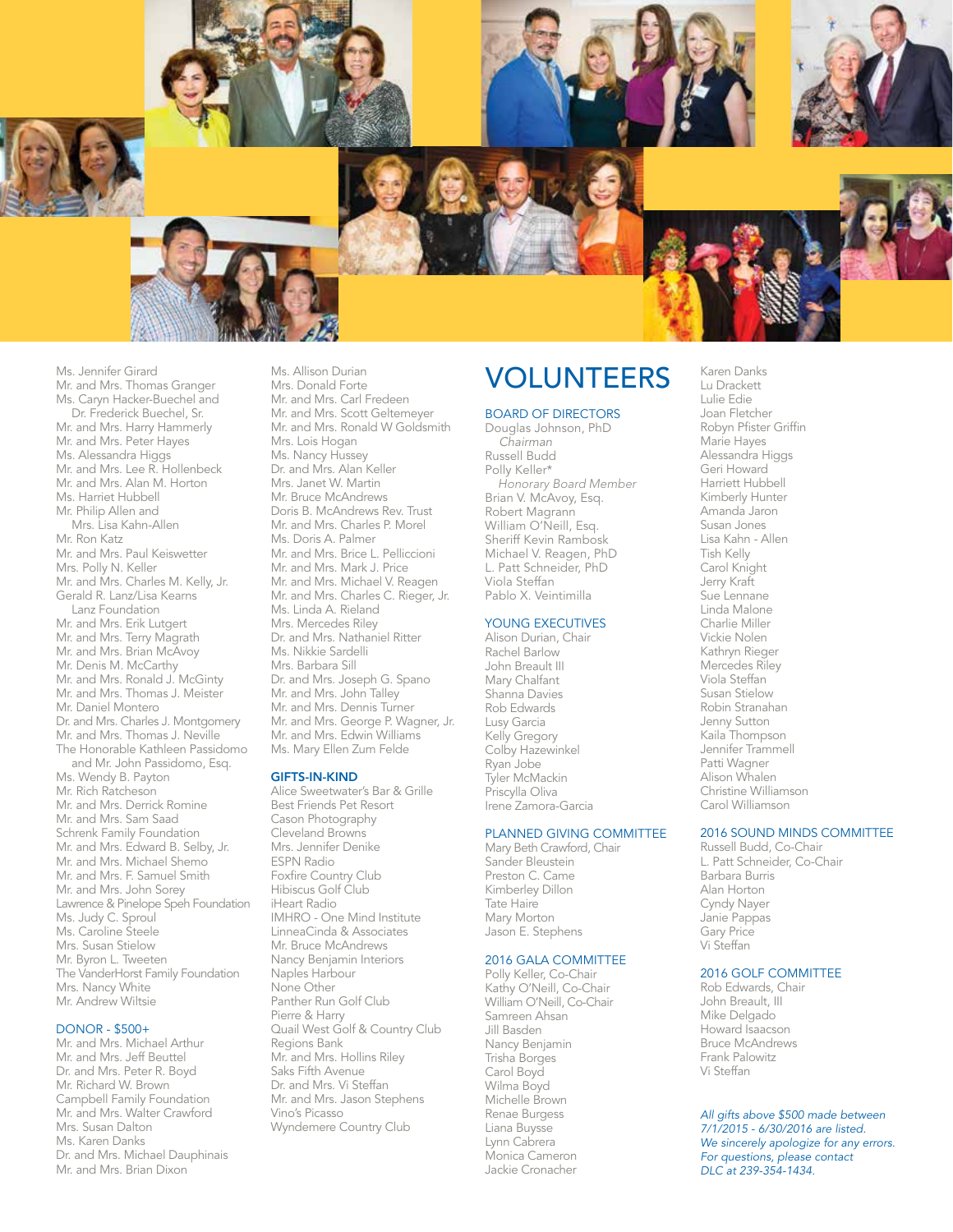Ms. Jennifer Girard
Mr. and Mrs. Thomas Granger
Ms. Caryn Hacker-Buechel and
Dr. Frederick Buechel, Sr.
Mr. and Mrs. Harry Hammerly
Mr. and Mrs. Peter Hayes
Ms. Alessandra Higgs
Mr. and Mrs. Lee R. Hollenbeck
Mr. and Mrs. Alan M. Horton
Ms. Harriet Hubbell
Mr. Philip Allen and
Mrs. Lisa Kahn-Allen
Mr. Ron Katz
Mr. and Mrs. Paul Keiswetter
Mrs. Polly N. Keller
Mr. and Mrs. Charles M. Kelly, Jr.
Gerald R. Lanz/Lisa Kearns
Lanz Foundation
Mr. and Mrs. Erik Lutgert
Mr. and Mrs. Terry Magrath
Mr. and Mrs. Brian McAvoy
Mr. Denis M. McCarthy
Mr. and Mrs. Ronald J. McGinty
Mr. and Mrs. Thomas J. Meister
Mr. Daniel Montero
Dr. and Mrs. Charles J. Montgomery
Mr. and Mrs. Thomas J. Neville
The Honorable Kathleen Passidomo
and Mr. John Passidomo, Esq.
Ms. Wendy B. Payton
Mr. Rich Ratcheson
Mr. and Mrs. Derrick Romine
Mr. and Mrs. Sam Saad
Schrenk Family Foundation
Mr. and Mrs. Edward B. Selby, Jr.
Mr. and Mrs. Michael Shemo
Mr. and Mrs. F. Samuel Smith
Mr. and Mrs. John Sorey
Lawrence & Pinelope Speh Foundation
Ms. Judy C. Sproul
Ms. Caroline Steele
Mrs. Susan Stielow
Mr. Byron L. Tweeten
The VanderHorst Family Foundation
Mrs. Nancy White
Mr. Andrew Wiltsie

## DONOR - $500+

Mr. and Mrs. Michael Arthur
Mr. and Mrs. Jeff Beuttel
Dr. and Mrs. Peter R. Boyd
Mr. Richard W. Brown
Campbell Family Foundation
Mr. and Mrs. Walter Crawford
Mrs. Susan Dalton
Ms. Karen Danks
Dr. and Mrs. Michael Dauphinais
Mr. and Mrs. Brian Dixon
Ms. Allison Durian
Mrs. Donald Forte
Mr. and Mrs. Carl Fredeen
Mr. and Mrs. Scott Geltemeyer
Mr. and Mrs. Ronald W Goldsmith
Mrs. Lois Hogan
Ms. Nancy Hussey
Dr. and Mrs. Alan Keller
Mrs. Janet W. Martin
Mr. Bruce McAndrews
Doris B. McAndrews Rev. Trust
Mr. and Mrs. Charles P. Morel
Ms. Doris A. Palmer
Mr. and Mrs. Brice L. Pelliccioni
Mr. and Mrs. Mark J. Price
Mr. and Mrs. Michael V. Reagen
Mr. and Mrs. Charles C. Rieger, Jr.
Ms. Linda A. Rieland
Mrs. Mercedes Riley
Dr. and Mrs. Nathaniel Ritter
Ms. Nikkie Sardelli
Mrs. Barbara Sill
Dr. and Mrs. Joseph G. Spano
Mr. and Mrs. John Talley
Mr. and Mrs. Dennis Turner
Mr. and Mrs. George P. Wagner, Jr.
Mr. and Mrs. Edwin Williams
Ms. Mary Ellen Zum Felde

## GIFTS-IN-KIND

Alice Sweetwater's Bar & Grille
Best Friends Pet Resort
Cason Photography
Cleveland Browns
Mrs. Jennifer Denike
ESPN Radio
Foxfire Country Club
Hibiscus Golf Club
iHeart Radio
IMHRO - One Mind Institute
LinneaCinda & Associates
Mr. Bruce McAndrews
Nancy Benjamin Interiors
Naples Harbour
None Other
Panther Run Golf Club
Pierre & Harry
Quail West Golf & Country Club
Regions Bank
Mr. and Mrs. Hollins Riley
Saks Fifth Avenue
Dr. and Mrs. Vi Steffan
Mr. and Mrs. Jason Stephens
Vino's Picasso
Wyndemere Country Club

# VOLUNTEERS

## BOARD OF DIRECTORS

Douglas Johnson, PhD
*Chairman*
Russell Budd
Polly Keller*
*Honorary Board Member*
Brian V. McAvoy, Esq.
Robert Magrann
William O'Neill, Esq.
Sheriff Kevin Rambosk
Michael V. Reagen, PhD
L. Patt Schneider, PhD
Viola Steffan
Pablo X. Veintimilla

## YOUNG EXECUTIVES

Alison Durian, Chair
Rachel Barlow
John Breault III
Mary Chalfant
Shanna Davies
Rob Edwards
Lusy Garcia
Kelly Gregory
Colby Hazewinkel
Ryan Jobe
Tyler McMackin
Priscylla Oliva
Irene Zamora-Garcia

## PLANNED GIVING COMMITTEE

Mary Beth Crawford, Chair
Sander Bleustein
Preston C. Came
Kimberley Dillon
Tate Haire
Mary Morton
Jason E. Stephens

## 2016 GALA COMMITTEE

Polly Keller, Co-Chair
Kathy O'Neill, Co-Chair
William O'Neill, Co-Chair
Samreen Ahsan
Jill Basden
Nancy Benjamin
Trisha Borges
Carol Boyd
Wilma Boyd
Michelle Brown
Renae Burgess
Liana Buysse
Lynn Cabrera
Monica Cameron
Jackie Cronacher
Karen Danks
Lu Drackett
Lulie Edie
Joan Fletcher
Robyn Pfister Griffin
Marie Hayes
Alessandra Higgs
Geri Howard
Harriett Hubbell
Kimberly Hunter
Amanda Jaron
Susan Jones
Lisa Kahn - Allen
Tish Kelly
Carol Knight
Jerry Kraft
Sue Lennane
Linda Malone
Charlie Miller
Vickie Nolen
Kathryn Rieger
Mercedes Riley
Viola Steffan
Susan Stielow
Robin Stranahan
Jenny Sutton
Kaila Thompson
Jennifer Trammell
Patti Wagner
Alison Whalen
Christine Williamson
Carol Williamson

## 2016 SOUND MINDS COMMITTEE

Russell Budd, Co-Chair
L. Patt Schneider, Co-Chair
Barbara Burris
Alan Horton
Cyndy Nayer
Janie Pappas
Gary Price
Vi Steffan

## 2016 GOLF COMMITTEE

Rob Edwards, Chair
John Breault, III
Mike Delgado
Howard Isaacson
Bruce McAndrews
Frank Palowitz
Vi Steffan

*All gifts above $500 made between 7/1/2015 - 6/30/2016 are listed.*
*We sincerely apologize for any errors.*
*For questions, please contact DLC at 239-354-1434.*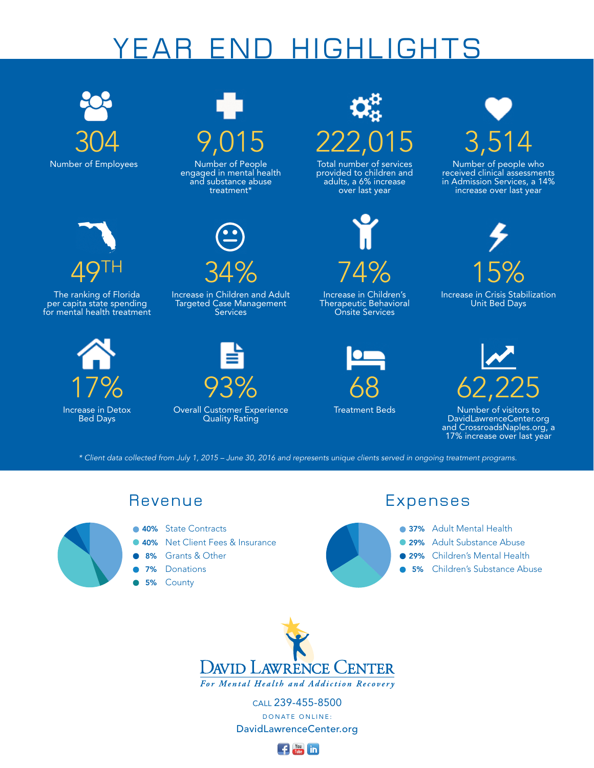# YEAR END HIGHLIGHTS

**304**
Number of Employees

**9,015**
Number of People engaged in mental health and substance abuse treatment*

**222,015**
Total number of services provided to children and adults, a 6% increase over last year

**3,514**
Number of people who received clinical assessments in Admission Services, a 14% increase over last year

**49TH**
The ranking of Florida per capita state spending for mental health treatment

**34%**
Increase in Children and Adult Targeted Case Management Services

**74%**
Increase in Children's Therapeutic Behavioral Onsite Services

**15%**
Increase in Crisis Stabilization Unit Bed Days

**17%**
Increase in Detox Bed Days

**93%**
Overall Customer Experience Quality Rating

**68**
Treatment Beds

**62,225**
Number of visitors to DavidLawrenceCenter.org and CrossroadsNaples.org, a 17% increase over last year

*\* Client data collected from July 1, 2015 – June 30, 2016 and represents unique clients served in ongoing treatment programs.*

## Revenue

- **40%** State Contracts
- **40%** Net Client Fees & Insurance
- **8%** Grants & Other
- **7%** Donations
- **5%** County

## Expenses

- **37%** Adult Mental Health
- **29%** Adult Substance Abuse
- **29%** Children's Mental Health
- **5%** Children's Substance Abuse

DAVID LAWRENCE CENTER
*For Mental Health and Addiction Recovery*

CALL 239-455-8500

DONATE ONLINE:
DavidLawrenceCenter.org